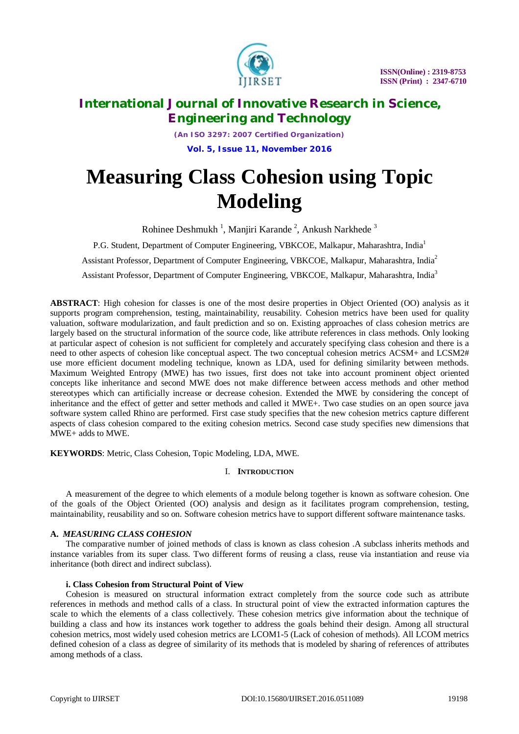# Measuring Class Cohesion using Topic Modeling

Rohinee Deshmukh [1], Manjiri Karande [2], Ankush Narkhede [3]

P.G. Student, Department of Computer Engineering, VBKCOE, Malkapur, Maharashtra, India[1]

Assistant Professor, Department of Computer Engineering, VBKCOE, Malkapur, Maharashtra, India[2]

Assistant Professor, Department of Computer Engineering, VBKCOE, Malkapur, Maharashtra, India[3]

**ABSTRACT**: High cohesion for classes is one of the most desire properties in Object Oriented (OO) analysis as it supports program comprehension, testing, maintainability, reusability. Cohesion metrics have been used for quality valuation, software modularization, and fault prediction and so on. Existing approaches of class cohesion metrics are largely based on the structural information of the source code, like attribute references in class methods. Only looking at particular aspect of cohesion is not sufficient for completely and accurately specifying class cohesion and there is a need to other aspects of cohesion like conceptual aspect. The two conceptual cohesion metrics ACSM+ and LCSM2# use more efficient document modeling technique, known as LDA, used for defining similarity between methods. Maximum Weighted Entropy (MWE) has two issues, first does not take into account prominent object oriented concepts like inheritance and second MWE does not make difference between access methods and other method stereotypes which can artificially increase or decrease cohesion. Extended the MWE by considering the concept of inheritance and the effect of getter and setter methods and called it MWE+. Two case studies on an open source java software system called Rhino are performed. First case study specifies that the new cohesion metrics capture different aspects of class cohesion compared to the exiting cohesion metrics. Second case study specifies new dimensions that MWE+ adds to MWE.

**KEYWORDS**: Metric, Class Cohesion, Topic Modeling, LDA, MWE.

## I. INTRODUCTION

A measurement of the degree to which elements of a module belong together is known as software cohesion. One of the goals of the Object Oriented (OO) analysis and design as it facilitates program comprehension, testing, maintainability, reusability and so on. Software cohesion metrics have to support different software maintenance tasks.

### A. *MEASURING CLASS COHESION*

The comparative number of joined methods of class is known as class cohesion .A subclass inherits methods and instance variables from its super class. Two different forms of reusing a class, reuse via instantiation and reuse via inheritance (both direct and indirect subclass).

#### i. Class Cohesion from Structural Point of View

Cohesion is measured on structural information extract completely from the source code such as attribute references in methods and method calls of a class. In structural point of view the extracted information captures the scale to which the elements of a class collectively. These cohesion metrics give information about the technique of building a class and how its instances work together to address the goals behind their design. Among all structural cohesion metrics, most widely used cohesion metrics are LCOM1-5 (Lack of cohesion of methods). All LCOM metrics defined cohesion of a class as degree of similarity of its methods that is modeled by sharing of references of attributes among methods of a class.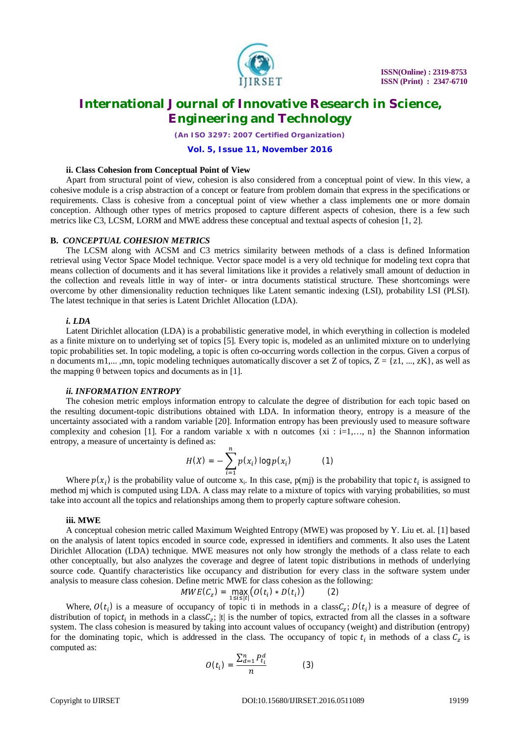#### ii. Class Cohesion from Conceptual Point of View

Apart from structural point of view, cohesion is also considered from a conceptual point of view. In this view, a cohesive module is a crisp abstraction of a concept or feature from problem domain that express in the specifications or requirements. Class is cohesive from a conceptual point of view whether a class implements one or more domain conception. Although other types of metrics proposed to capture different aspects of cohesion, there is a few such metrics like C3, LCSM, LORM and MWE address these conceptual and textual aspects of cohesion [1, 2].

### B. *CONCEPTUAL COHESION METRICS*

The LCSM along with ACSM and C3 metrics similarity between methods of a class is defined Information retrieval using Vector Space Model technique. Vector space model is a very old technique for modeling text copra that means collection of documents and it has several limitations like it provides a relatively small amount of deduction in the collection and reveals little in way of inter- or intra documents statistical structure. These shortcomings were overcome by other dimensionality reduction techniques like Latent semantic indexing (LSI), probability LSI (PLSI). The latest technique in that series is Latent Drichlet Allocation (LDA).

#### *i. LDA*

Latent Dirichlet allocation (LDA) is a probabilistic generative model, in which everything in collection is modeled as a finite mixture on to underlying set of topics [5]. Every topic is, modeled as an unlimited mixture on to underlying topic probabilities set. In topic modeling, a topic is often co-occurring words collection in the corpus. Given a corpus of n documents m1,... ,mn, topic modeling techniques automatically discover a set Z of topics, Z = {z1, ..., zK}, as well as the mapping θ between topics and documents as in [1].

#### *ii. INFORMATION ENTROPY*

The cohesion metric employs information entropy to calculate the degree of distribution for each topic based on the resulting document-topic distributions obtained with LDA. In information theory, entropy is a measure of the uncertainty associated with a random variable [20]. Information entropy has been previously used to measure software complexity and cohesion [1]. For a random variable x with n outcomes {xi : i=1,…, n} the Shannon information entropy, a measure of uncertainty is defined as:

$$H(X) = -\sum_{i=1}^{n} p(x_i)\log p(x_i) \qquad (1)$$

Where $p(x_i)$ is the probability value of outcome $x_i$. In this case, p(mj) is the probability that topic $t_i$ is assigned to method mj which is computed using LDA. A class may relate to a mixture of topics with varying probabilities, so must take into account all the topics and relationships among them to properly capture software cohesion.

#### iii. MWE

A conceptual cohesion metric called Maximum Weighted Entropy (MWE) was proposed by Y. Liu et. al. [1] based on the analysis of latent topics encoded in source code, expressed in identifiers and comments. It also uses the Latent Dirichlet Allocation (LDA) technique. MWE measures not only how strongly the methods of a class relate to each other conceptually, but also analyzes the coverage and degree of latent topic distributions in methods of underlying source code. Quantify characteristics like occupancy and distribution for every class in the software system under analysis to measure class cohesion. Define metric MWE for class cohesion as the following:

$$MWE(C_z) = \max_{1 \le i \le |t|}\left(O(t_i) * D(t_i)\right) \qquad (2)$$

Where, $O(t_i)$ is a measure of occupancy of topic ti in methods in a class$C_z$; $D(t_i)$ is a measure of degree of distribution of topic$t_i$ in methods in a class$C_z$; |t| is the number of topics, extracted from all the classes in a software system. The class cohesion is measured by taking into account values of occupancy (weight) and distribution (entropy) for the dominating topic, which is addressed in the class. The occupancy of topic $t_i$ in methods of a class $C_z$ is computed as:

$$O(t_i) = \frac{\sum_{d=1}^{n} P_{t_i}^{d}}{n} \qquad (3)$$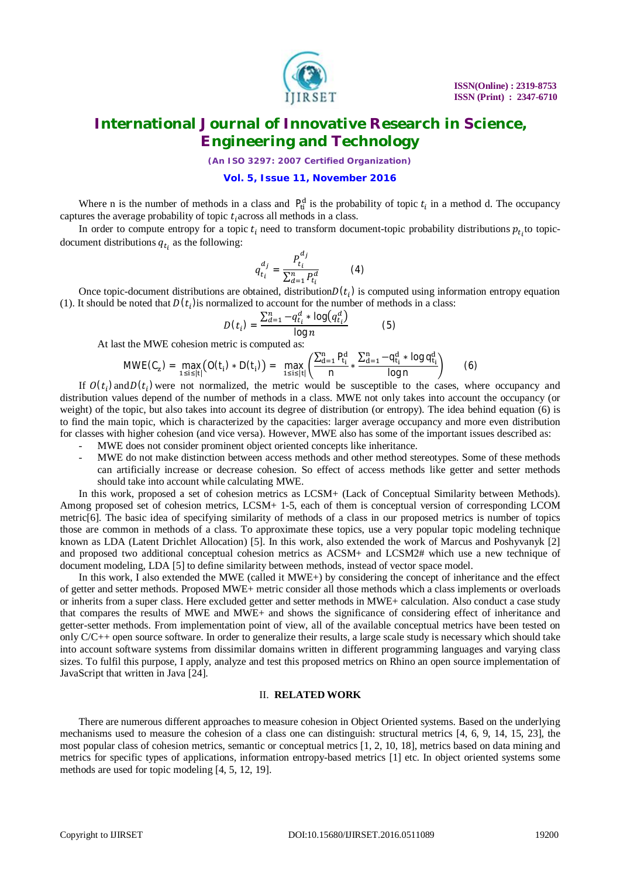Where n is the number of methods in a class and $P_{t_i}^d$ is the probability of topic $t_i$ in a method d. The occupancy captures the average probability of topic $t_i$ across all methods in a class.

In order to compute entropy for a topic $t_i$ need to transform document-topic probability distributions $p_{t_i}$ to topic-document distributions $q_{t_i}$ as the following:

$$q_{t_i}^{d_j} = \frac{P_{t_i}^{d_j}}{\sum_{d=1}^{n} P_{t_i}^{d}} \qquad (4)$$

Once topic-document distributions are obtained, distribution $D(t_i)$ is computed using information entropy equation (1). It should be noted that $D(t_i)$ is normalized to account for the number of methods in a class:

$$D(t_i) = \frac{\sum_{d=1}^{n} -q_{t_i}^{d} * \log\left(q_{t_i}^{d}\right)}{\log n} \qquad (5)$$

At last the MWE cohesion metric is computed as:

$$\mathrm{MWE}(C_z) = \max_{1 \le i \le |t|}\left(O(t_i) * D(t_i)\right) = \max_{1 \le i \le |t|}\left(\frac{\sum_{d=1}^{n} P_{t_i}^{d}}{n} * \frac{\sum_{d=1}^{n} -q_{t_i}^{d} * \log q_{t_i}^{d}}{\log n}\right) \qquad (6)$$

If $O(t_i)$ and $D(t_i)$ were not normalized, the metric would be susceptible to the cases, where occupancy and distribution values depend of the number of methods in a class. MWE not only takes into account the occupancy (or weight) of the topic, but also takes into account its degree of distribution (or entropy). The idea behind equation (6) is to find the main topic, which is characterized by the capacities: larger average occupancy and more even distribution for classes with higher cohesion (and vice versa). However, MWE also has some of the important issues described as:

- MWE does not consider prominent object oriented concepts like inheritance.
- MWE do not make distinction between access methods and other method stereotypes. Some of these methods can artificially increase or decrease cohesion. So effect of access methods like getter and setter methods should take into account while calculating MWE.

In this work, proposed a set of cohesion metrics as LCSM+ (Lack of Conceptual Similarity between Methods). Among proposed set of cohesion metrics, LCSM+ 1-5, each of them is conceptual version of corresponding LCOM metric[6]. The basic idea of specifying similarity of methods of a class in our proposed metrics is number of topics those are common in methods of a class. To approximate these topics, use a very popular topic modeling technique known as LDA (Latent Drichlet Allocation) [5]. In this work, also extended the work of Marcus and Poshyvanyk [2] and proposed two additional conceptual cohesion metrics as ACSM+ and LCSM2# which use a new technique of document modeling, LDA [5] to define similarity between methods, instead of vector space model.

In this work, I also extended the MWE (called it MWE+) by considering the concept of inheritance and the effect of getter and setter methods. Proposed MWE+ metric consider all those methods which a class implements or overloads or inherits from a super class. Here excluded getter and setter methods in MWE+ calculation. Also conduct a case study that compares the results of MWE and MWE+ and shows the significance of considering effect of inheritance and getter-setter methods. From implementation point of view, all of the available conceptual metrics have been tested on only C/C++ open source software. In order to generalize their results, a large scale study is necessary which should take into account software systems from dissimilar domains written in different programming languages and varying class sizes. To fulfil this purpose, I apply, analyze and test this proposed metrics on Rhino an open source implementation of JavaScript that written in Java [24].

## II. RELATED WORK

There are numerous different approaches to measure cohesion in Object Oriented systems. Based on the underlying mechanisms used to measure the cohesion of a class one can distinguish: structural metrics [4, 6, 9, 14, 15, 23], the most popular class of cohesion metrics, semantic or conceptual metrics [1, 2, 10, 18], metrics based on data mining and metrics for specific types of applications, information entropy-based metrics [1] etc. In object oriented systems some methods are used for topic modeling [4, 5, 12, 19].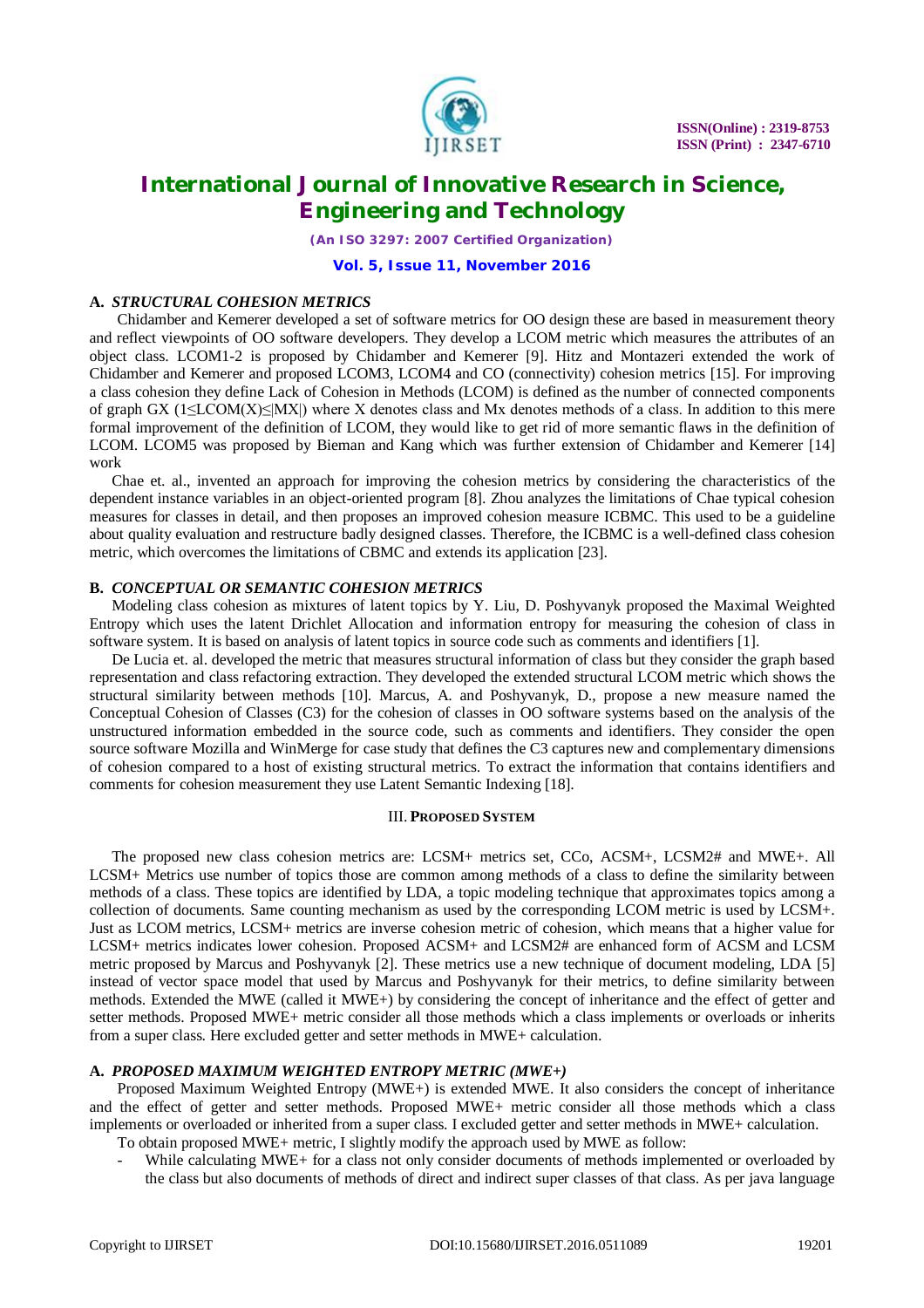### A. *STRUCTURAL COHESION METRICS*

Chidamber and Kemerer developed a set of software metrics for OO design these are based in measurement theory and reflect viewpoints of OO software developers. They develop a LCOM metric which measures the attributes of an object class. LCOM1-2 is proposed by Chidamber and Kemerer [9]. Hitz and Montazeri extended the work of Chidamber and Kemerer and proposed LCOM3, LCOM4 and CO (connectivity) cohesion metrics [15]. For improving a class cohesion they define Lack of Cohesion in Methods (LCOM) is defined as the number of connected components of graph GX ($1 \leq LCOM(X) \leq |MX|$) where X denotes class and Mx denotes methods of a class. In addition to this mere formal improvement of the definition of LCOM, they would like to get rid of more semantic flaws in the definition of LCOM. LCOM5 was proposed by Bieman and Kang which was further extension of Chidamber and Kemerer [14] work

Chae et. al., invented an approach for improving the cohesion metrics by considering the characteristics of the dependent instance variables in an object-oriented program [8]. Zhou analyzes the limitations of Chae typical cohesion measures for classes in detail, and then proposes an improved cohesion measure ICBMC. This used to be a guideline about quality evaluation and restructure badly designed classes. Therefore, the ICBMC is a well-defined class cohesion metric, which overcomes the limitations of CBMC and extends its application [23].

### B. *CONCEPTUAL OR SEMANTIC COHESION METRICS*

Modeling class cohesion as mixtures of latent topics by Y. Liu, D. Poshyvanyk proposed the Maximal Weighted Entropy which uses the latent Drichlet Allocation and information entropy for measuring the cohesion of class in software system. It is based on analysis of latent topics in source code such as comments and identifiers [1].

De Lucia et. al. developed the metric that measures structural information of class but they consider the graph based representation and class refactoring extraction. They developed the extended structural LCOM metric which shows the structural similarity between methods [10]. Marcus, A. and Poshyvanyk, D., propose a new measure named the Conceptual Cohesion of Classes (C3) for the cohesion of classes in OO software systems based on the analysis of the unstructured information embedded in the source code, such as comments and identifiers. They consider the open source software Mozilla and WinMerge for case study that defines the C3 captures new and complementary dimensions of cohesion compared to a host of existing structural metrics. To extract the information that contains identifiers and comments for cohesion measurement they use Latent Semantic Indexing [18].

## III. PROPOSED SYSTEM

The proposed new class cohesion metrics are: LCSM+ metrics set, CCo, ACSM+, LCSM2# and MWE+. All LCSM+ Metrics use number of topics those are common among methods of a class to define the similarity between methods of a class. These topics are identified by LDA, a topic modeling technique that approximates topics among a collection of documents. Same counting mechanism as used by the corresponding LCOM metric is used by LCSM+. Just as LCOM metrics, LCSM+ metrics are inverse cohesion metric of cohesion, which means that a higher value for LCSM+ metrics indicates lower cohesion. Proposed ACSM+ and LCSM2# are enhanced form of ACSM and LCSM metric proposed by Marcus and Poshyvanyk [2]. These metrics use a new technique of document modeling, LDA [5] instead of vector space model that used by Marcus and Poshyvanyk for their metrics, to define similarity between methods. Extended the MWE (called it MWE+) by considering the concept of inheritance and the effect of getter and setter methods. Proposed MWE+ metric consider all those methods which a class implements or overloads or inherits from a super class. Here excluded getter and setter methods in MWE+ calculation.

### A. *PROPOSED MAXIMUM WEIGHTED ENTROPY METRIC (MWE+)*

Proposed Maximum Weighted Entropy (MWE+) is extended MWE. It also considers the concept of inheritance and the effect of getter and setter methods. Proposed MWE+ metric consider all those methods which a class implements or overloaded or inherited from a super class. I excluded getter and setter methods in MWE+ calculation.

To obtain proposed MWE+ metric, I slightly modify the approach used by MWE as follow:

- While calculating MWE+ for a class not only consider documents of methods implemented or overloaded by the class but also documents of methods of direct and indirect super classes of that class. As per java language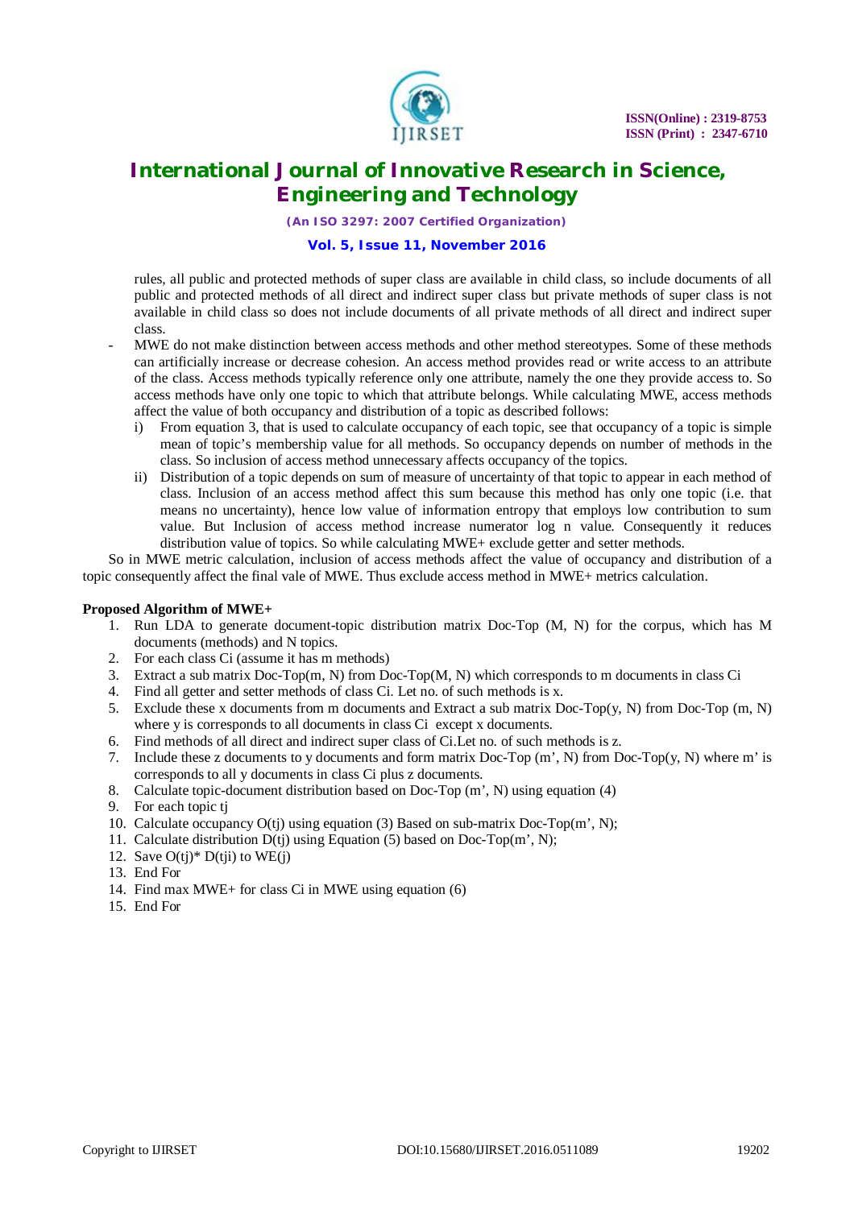rules, all public and protected methods of super class are available in child class, so include documents of all public and protected methods of all direct and indirect super class but private methods of super class is not available in child class so does not include documents of all private methods of all direct and indirect super class.

- MWE do not make distinction between access methods and other method stereotypes. Some of these methods can artificially increase or decrease cohesion. An access method provides read or write access to an attribute of the class. Access methods typically reference only one attribute, namely the one they provide access to. So access methods have only one topic to which that attribute belongs. While calculating MWE, access methods affect the value of both occupancy and distribution of a topic as described follows:
  - i) From equation 3, that is used to calculate occupancy of each topic, see that occupancy of a topic is simple mean of topic's membership value for all methods. So occupancy depends on number of methods in the class. So inclusion of access method unnecessary affects occupancy of the topics.
  - ii) Distribution of a topic depends on sum of measure of uncertainty of that topic to appear in each method of class. Inclusion of an access method affect this sum because this method has only one topic (i.e. that means no uncertainty), hence low value of information entropy that employs low contribution to sum value. But Inclusion of access method increase numerator log n value. Consequently it reduces distribution value of topics. So while calculating MWE+ exclude getter and setter methods.

So in MWE metric calculation, inclusion of access methods affect the value of occupancy and distribution of a topic consequently affect the final vale of MWE. Thus exclude access method in MWE+ metrics calculation.

**Proposed Algorithm of MWE+**

1. Run LDA to generate document-topic distribution matrix Doc-Top (M, N) for the corpus, which has M documents (methods) and N topics.
2. For each class Ci (assume it has m methods)
3. Extract a sub matrix Doc-Top(m, N) from Doc-Top(M, N) which corresponds to m documents in class Ci
4. Find all getter and setter methods of class Ci. Let no. of such methods is x.
5. Exclude these x documents from m documents and Extract a sub matrix Doc-Top(y, N) from Doc-Top (m, N) where y is corresponds to all documents in class Ci except x documents.
6. Find methods of all direct and indirect super class of Ci.Let no. of such methods is z.
7. Include these z documents to y documents and form matrix Doc-Top (m', N) from Doc-Top(y, N) where m' is corresponds to all y documents in class Ci plus z documents.
8. Calculate topic-document distribution based on Doc-Top (m', N) using equation (4)
9. For each topic tj
10. Calculate occupancy O(tj) using equation (3) Based on sub-matrix Doc-Top(m', N);
11. Calculate distribution D(tj) using Equation (5) based on Doc-Top(m', N);
12. Save O(tj)* D(tji) to WE(j)
13. End For
14. Find max MWE+ for class Ci in MWE using equation (6)
15. End For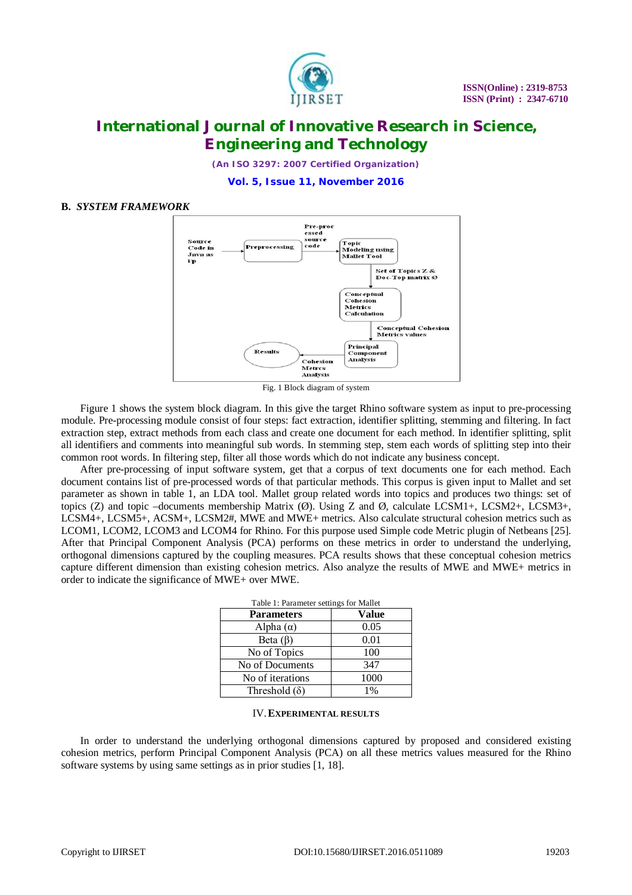### B. *SYSTEM FRAMEWORK*

Fig. 1 Block diagram of system

Figure 1 shows the system block diagram. In this give the target Rhino software system as input to pre-processing module. Pre-processing module consist of four steps: fact extraction, identifier splitting, stemming and filtering. In fact extraction step, extract methods from each class and create one document for each method. In identifier splitting, split all identifiers and comments into meaningful sub words. In stemming step, stem each words of splitting step into their common root words. In filtering step, filter all those words which do not indicate any business concept.

After pre-processing of input software system, get that a corpus of text documents one for each method. Each document contains list of pre-processed words of that particular methods. This corpus is given input to Mallet and set parameter as shown in table 1, an LDA tool. Mallet group related words into topics and produces two things: set of topics (Z) and topic –documents membership Matrix (Ø). Using Z and Ø, calculate LCSM1+, LCSM2+, LCSM3+, LCSM4+, LCSM5+, ACSM+, LCSM2#, MWE and MWE+ metrics. Also calculate structural cohesion metrics such as LCOM1, LCOM2, LCOM3 and LCOM4 for Rhino. For this purpose used Simple code Metric plugin of Netbeans [25]. After that Principal Component Analysis (PCA) performs on these metrics in order to understand the underlying, orthogonal dimensions captured by the coupling measures. PCA results shows that these conceptual cohesion metrics capture different dimension than existing cohesion metrics. Also analyze the results of MWE and MWE+ metrics in order to indicate the significance of MWE+ over MWE.

Table 1: Parameter settings for Mallet

| Parameters | Value |
|---|---|
| Alpha ($\alpha$) | 0.05 |
| Beta ($\beta$) | 0.01 |
| No of Topics | 100 |
| No of Documents | 347 |
| No of iterations | 1000 |
| Threshold ($\delta$) | 1% |

## IV. EXPERIMENTAL RESULTS

In order to understand the underlying orthogonal dimensions captured by proposed and considered existing cohesion metrics, perform Principal Component Analysis (PCA) on all these metrics values measured for the Rhino software systems by using same settings as in prior studies [1, 18].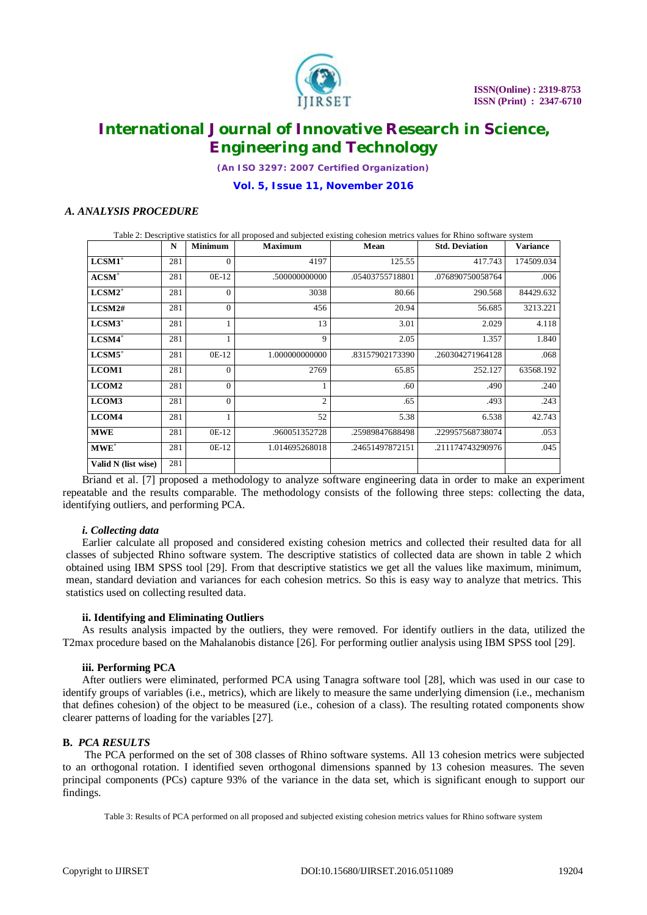### *A. ANALYSIS PROCEDURE*

Table 2: Descriptive statistics for all proposed and subjected existing cohesion metrics values for Rhino software system

| | N | Minimum | Maximum | Mean | Std. Deviation | Variance |
|---|---|---|---|---|---|---|
| **LCSM1$^{+}$** | 281 | 0 | 4197 | 125.55 | 417.743 | 174509.034 |
| **ACSM$^{+}$** | 281 | 0E-12 | .500000000000 | .05403755718801 | .076890750058764 | .006 |
| **LCSM2$^{+}$** | 281 | 0 | 3038 | 80.66 | 290.568 | 84429.632 |
| **LCSM2#** | 281 | 0 | 456 | 20.94 | 56.685 | 3213.221 |
| **LCSM3$^{+}$** | 281 | 1 | 13 | 3.01 | 2.029 | 4.118 |
| **LCSM4$^{+}$** | 281 | 1 | 9 | 2.05 | 1.357 | 1.840 |
| **LCSM5$^{+}$** | 281 | 0E-12 | 1.000000000000 | .83157902173390 | .260304271964128 | .068 |
| **LCOM1** | 281 | 0 | 2769 | 65.85 | 252.127 | 63568.192 |
| **LCOM2** | 281 | 0 | 1 | .60 | .490 | .240 |
| **LCOM3** | 281 | 0 | 2 | .65 | .493 | .243 |
| **LCOM4** | 281 | 1 | 52 | 5.38 | 6.538 | 42.743 |
| **MWE** | 281 | 0E-12 | .960051352728 | .25989847688498 | .229957568738074 | .053 |
| **MWE$^{+}$** | 281 | 0E-12 | 1.014695268018 | .24651497872151 | .211174743290976 | .045 |
| **Valid N (list wise)** | 281 | | | | | |

Briand et al. [7] proposed a methodology to analyze software engineering data in order to make an experiment repeatable and the results comparable. The methodology consists of the following three steps: collecting the data, identifying outliers, and performing PCA.

#### *i. Collecting data*

Earlier calculate all proposed and considered existing cohesion metrics and collected their resulted data for all classes of subjected Rhino software system. The descriptive statistics of collected data are shown in table 2 which obtained using IBM SPSS tool [29]. From that descriptive statistics we get all the values like maximum, minimum, mean, standard deviation and variances for each cohesion metrics. So this is easy way to analyze that metrics. This statistics used on collecting resulted data.

#### ii. Identifying and Eliminating Outliers

As results analysis impacted by the outliers, they were removed. For identify outliers in the data, utilized the T2max procedure based on the Mahalanobis distance [26]. For performing outlier analysis using IBM SPSS tool [29].

#### iii. Performing PCA

After outliers were eliminated, performed PCA using Tanagra software tool [28], which was used in our case to identify groups of variables (i.e., metrics), which are likely to measure the same underlying dimension (i.e., mechanism that defines cohesion) of the object to be measured (i.e., cohesion of a class). The resulting rotated components show clearer patterns of loading for the variables [27].

### B. *PCA RESULTS*

The PCA performed on the set of 308 classes of Rhino software systems. All 13 cohesion metrics were subjected to an orthogonal rotation. I identified seven orthogonal dimensions spanned by 13 cohesion measures. The seven principal components (PCs) capture 93% of the variance in the data set, which is significant enough to support our findings.

Table 3: Results of PCA performed on all proposed and subjected existing cohesion metrics values for Rhino software system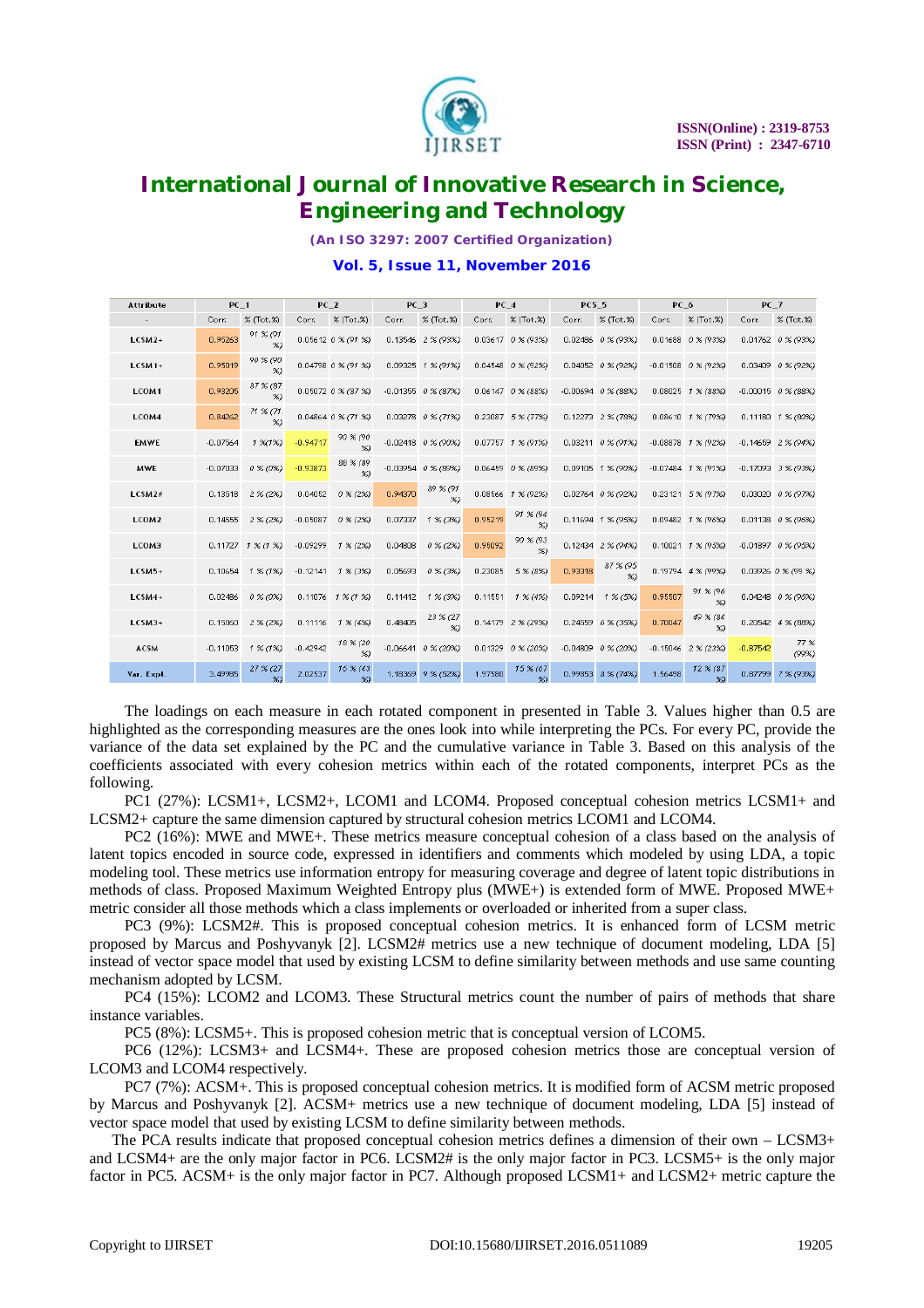| Attribute | PC_1 | | PC_2 | | PC_3 | | PC_4 | | PC5_5 | | PC_6 | | PC_7 | |
|---|---|---|---|---|---|---|---|---|---|---|---|---|---|---|
| - | Corr. | % (Tot.%) | Corr. | % (Tot.%) | Corr. | % (Tot.%) | Corr. | % (Tot.%) | Corr. | % (Tot.%) | Corr. | % (Tot.%) | Corr. | % (Tot.%) |
| LCSM2+ | 0.95263 | 91 % (91 %) | 0.05612 | 0 % (91 %) | 0.13546 | 2 % (93%) | 0.03617 | 0 % (93%) | 0.02486 | 0 % (93%) | 0.01688 | 0 % (93%) | 0.01762 | 0 % (93%) |
| LCSM1+ | 0.95019 | 90 % (90 %) | 0.04798 | 0 % (91 %) | 0.09325 | 1 % (91%) | 0.04548 | 0 % (92%) | 0.04052 | 0 % (92%) | -0.01508 | 0 % (92%) | 0.03409 | 0 % (92%) |
| LCOM1 | 0.93205 | 87 % (87 %) | 0.05072 | 0 % (87 %) | -0.01355 | 0 % (87%) | 0.06147 | 0 % (88%) | -0.00694 | 0 % (88%) | 0.08025 | 1 % (88%) | -0.00015 | 0 % (88%) |
| LCOM4 | 0.84262 | 71 % (71 %) | 0.04864 | 0 % (71 %) | 0.03278 | 0 % (71%) | 0.23087 | 5 % (77%) | 0.12273 | 2 % (78%) | 0.08610 | 1 % (79%) | 0.11180 | 1 % (80%) |
| EMWE | -0.07564 | 1 %(1%) | -0.94717 | 90 % (90 %) | -0.02418 | 0 % (90%) | 0.07757 | 1 % (91%) | 0.03211 | 0 % (91%) | -0.08878 | 1 % (92%) | -0.14659 | 2 % (94%) |
| MWE | -0.07033 | 0 % (0%) | -0.93873 | 88 % (89 %) | -0.03954 | 0 % (89%) | 0.06459 | 0 % (89%) | 0.09105 | 1 % (90%) | -0.07484 | 1 % (91%) | -0.17093 | 3 % (93%) |
| LCSM2# | 0.13518 | 2 % (2%) | 0.04052 | 0 % (2%) | 0.94370 | 89 % (91 %) | 0.08566 | 1 % (92%) | 0.02764 | 0 % (92%) | 0.23121 | 5 % (97%) | 0.03020 | 0 % (97%) |
| LCOM2 | 0.14555 | 2 % (2%) | -0.05087 | 0 % (2%) | 0.07337 | 1 % (3%) | 0.95219 | 91 % (94 %) | 0.11694 | 1 % (95%) | 0.09482 | 1 % (96%) | 0.01138 | 0 % (96%) |
| LCOM3 | 0.11727 | 1 % (1 %) | -0.09299 | 1 % (2%) | 0.04808 | 0 % (2%) | 0.95092 | 90 % (93 %) | 0.12434 | 2 % (94%) | 0.10021 | 1 % (95%) | -0.01897 | 0 % (95%) |
| LCSM5+ | 0.10654 | 1 % (1%) | -0.12141 | 1 % (3%) | 0.05693 | 0 % (3%) | 0.23085 | 5 % (8%) | 0.93318 | 87 % (95 %) | 0.19794 | 4 % (99%) | 0.03926 | 0 % (99 %) |
| LCSM4+ | 0.02486 | 0 % (0%) | 0.11076 | 1 % (1 %) | 0.11412 | 1 % (3%) | 0.11551 | 1 % (4%) | 0.09214 | 1 % (5%) | 0.95507 | 91 % (96 %) | 0.04248 | 0 % (96%) |
| LCSM3+ | 0.15060 | 2 % (2%) | 0.11116 | 1 % (4%) | 0.48405 | 23 % (27 %) | 0.14179 | 2 % (29%) | 0.24559 | 6 % (35%) | 0.70047 | 49 % (84 %) | 0.20542 | 4 % (88%) |
| ACSM | -0.11053 | 1 % (1%) | -0.42942 | 18 % (20 %) | -0.06641 | 0 % (20%) | 0.01329 | 0 % (20%) | -0.04809 | 0 % (20%) | -0.15046 | 2 % (23%) | -0.87542 | 77 % (99%) |
| Var. Expl. | 3.49985 | 27 % (27 %) | 2.02537 | 16 % (43 %) | 1.18369 | 9 % (52%) | 1.97580 | 15 % (67 %) | 0.99853 | 8 % (74%) | 1.56498 | 12 % (87 %) | 0.87799 | 7 % (93%) |

The loadings on each measure in each rotated component in presented in Table 3. Values higher than 0.5 are highlighted as the corresponding measures are the ones look into while interpreting the PCs. For every PC, provide the variance of the data set explained by the PC and the cumulative variance in Table 3. Based on this analysis of the coefficients associated with every cohesion metrics within each of the rotated components, interpret PCs as the following.

PC1 (27%): LCSM1+, LCSM2+, LCOM1 and LCOM4. Proposed conceptual cohesion metrics LCSM1+ and LCSM2+ capture the same dimension captured by structural cohesion metrics LCOM1 and LCOM4.

PC2 (16%): MWE and MWE+. These metrics measure conceptual cohesion of a class based on the analysis of latent topics encoded in source code, expressed in identifiers and comments which modeled by using LDA, a topic modeling tool. These metrics use information entropy for measuring coverage and degree of latent topic distributions in methods of class. Proposed Maximum Weighted Entropy plus (MWE+) is extended form of MWE. Proposed MWE+ metric consider all those methods which a class implements or overloaded or inherited from a super class.

PC3 (9%): LCSM2#. This is proposed conceptual cohesion metrics. It is enhanced form of LCSM metric proposed by Marcus and Poshyvanyk [2]. LCSM2# metrics use a new technique of document modeling, LDA [5] instead of vector space model that used by existing LCSM to define similarity between methods and use same counting mechanism adopted by LCSM.

PC4 (15%): LCOM2 and LCOM3. These Structural metrics count the number of pairs of methods that share instance variables.

PC5 (8%): LCSM5+. This is proposed cohesion metric that is conceptual version of LCOM5.

PC6 (12%): LCSM3+ and LCSM4+. These are proposed cohesion metrics those are conceptual version of LCOM3 and LCOM4 respectively.

PC7 (7%): ACSM+. This is proposed conceptual cohesion metrics. It is modified form of ACSM metric proposed by Marcus and Poshyvanyk [2]. ACSM+ metrics use a new technique of document modeling, LDA [5] instead of vector space model that used by existing LCSM to define similarity between methods.

The PCA results indicate that proposed conceptual cohesion metrics defines a dimension of their own – LCSM3+ and LCSM4+ are the only major factor in PC6. LCSM2# is the only major factor in PC3. LCSM5+ is the only major factor in PC5. ACSM+ is the only major factor in PC7. Although proposed LCSM1+ and LCSM2+ metric capture the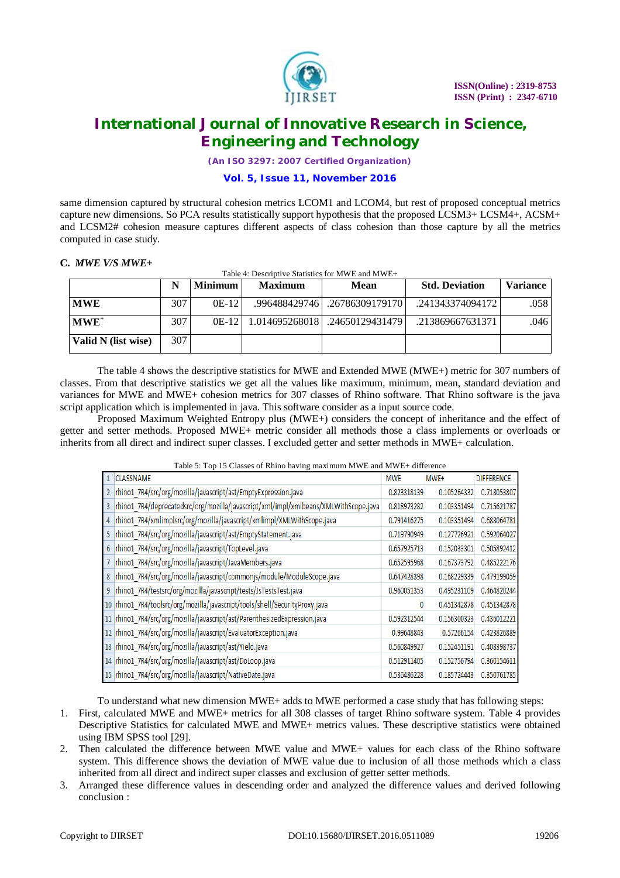same dimension captured by structural cohesion metrics LCOM1 and LCOM4, but rest of proposed conceptual metrics capture new dimensions. So PCA results statistically support hypothesis that the proposed LCSM3+ LCSM4+, ACSM+ and LCSM2# cohesion measure captures different aspects of class cohesion than those capture by all the metrics computed in case study.

### C. *MWE V/S MWE+*

Table 4: Descriptive Statistics for MWE and MWE+

| | N | Minimum | Maximum | Mean | Std. Deviation | Variance |
|---|---|---|---|---|---|---|
| **MWE** | 307 | 0E-12 | .996488429746 | .26786309179170 | .241343374094172 | .058 |
| **MWE+** | 307 | 0E-12 | 1.014695268018 | .24650129431479 | .213869667631371 | .046 |
| **Valid N (list wise)** | 307 | | | | | |

The table 4 shows the descriptive statistics for MWE and Extended MWE (MWE+) metric for 307 numbers of classes. From that descriptive statistics we get all the values like maximum, minimum, mean, standard deviation and variances for MWE and MWE+ cohesion metrics for 307 classes of Rhino software. That Rhino software is the java script application which is implemented in java. This software consider as a input source code.

Proposed Maximum Weighted Entropy plus (MWE+) considers the concept of inheritance and the effect of getter and setter methods. Proposed MWE+ metric consider all methods those a class implements or overloads or inherits from all direct and indirect super classes. I excluded getter and setter methods in MWE+ calculation.

Table 5: Top 15 Classes of Rhino having maximum MWE and MWE+ difference

| 1 | CLASSNAME | MWE | MWE+ | DIFFERENCE |
|---|---|---|---|---|
| 2 | rhino1_7R4/src/org/mozilla/javascript/ast/EmptyExpression.java | 0.823318139 | 0.105264332 | 0.718053807 |
| 3 | rhino1_7R4/deprecatedsrc/org/mozilla/javascript/xml/impl/xmlbeans/XMLWithScope.java | 0.818973282 | 0.103351494 | 0.715621787 |
| 4 | rhino1_7R4/xmlimplsrc/org/mozilla/javascript/xmlimpl/XMLWithScope.java | 0.791416275 | 0.103351494 | 0.688064781 |
| 5 | rhino1_7R4/src/org/mozilla/javascript/ast/EmptyStatement.java | 0.719790949 | 0.127726921 | 0.592064027 |
| 6 | rhino1_7R4/src/org/mozilla/javascript/TopLevel.java | 0.657925713 | 0.152033301 | 0.505892412 |
| 7 | rhino1_7R4/src/org/mozilla/javascript/JavaMembers.java | 0.652595968 | 0.167373792 | 0.485222176 |
| 8 | rhino1_7R4/src/org/mozilla/javascript/commonjs/module/ModuleScope.java | 0.647428398 | 0.168229339 | 0.479199059 |
| 9 | rhino1_7R4/testsrc/org/mozilla/javascript/tests/JsTestsTest.java | 0.960051353 | 0.495231109 | 0.464820244 |
| 10 | rhino1_7R4/toolsrc/org/mozilla/javascript/tools/shell/SecurityProxy.java | 0 | 0.451342878 | 0.451342878 |
| 11 | rhino1_7R4/src/org/mozilla/javascript/ast/ParenthesizedExpression.java | 0.592312544 | 0.156300323 | 0.436012221 |
| 12 | rhino1_7R4/src/org/mozilla/javascript/EvaluatorException.java | 0.99648843 | 0.57266154 | 0.423826889 |
| 13 | rhino1_7R4/src/org/mozilla/javascript/ast/Yield.java | 0.560849927 | 0.152451191 | 0.408398737 |
| 14 | rhino1_7R4/src/org/mozilla/javascript/ast/DoLoop.java | 0.512911405 | 0.152756794 | 0.360154611 |
| 15 | rhino1_7R4/src/org/mozilla/javascript/NativeDate.java | 0.536486228 | 0.185724443 | 0.350761785 |

To understand what new dimension MWE+ adds to MWE performed a case study that has following steps:

1. First, calculated MWE and MWE+ metrics for all 308 classes of target Rhino software system. Table 4 provides Descriptive Statistics for calculated MWE and MWE+ metrics values. These descriptive statistics were obtained using IBM SPSS tool [29].
2. Then calculated the difference between MWE value and MWE+ values for each class of the Rhino software system. This difference shows the deviation of MWE value due to inclusion of all those methods which a class inherited from all direct and indirect super classes and exclusion of getter setter methods.
3. Arranged these difference values in descending order and analyzed the difference values and derived following conclusion :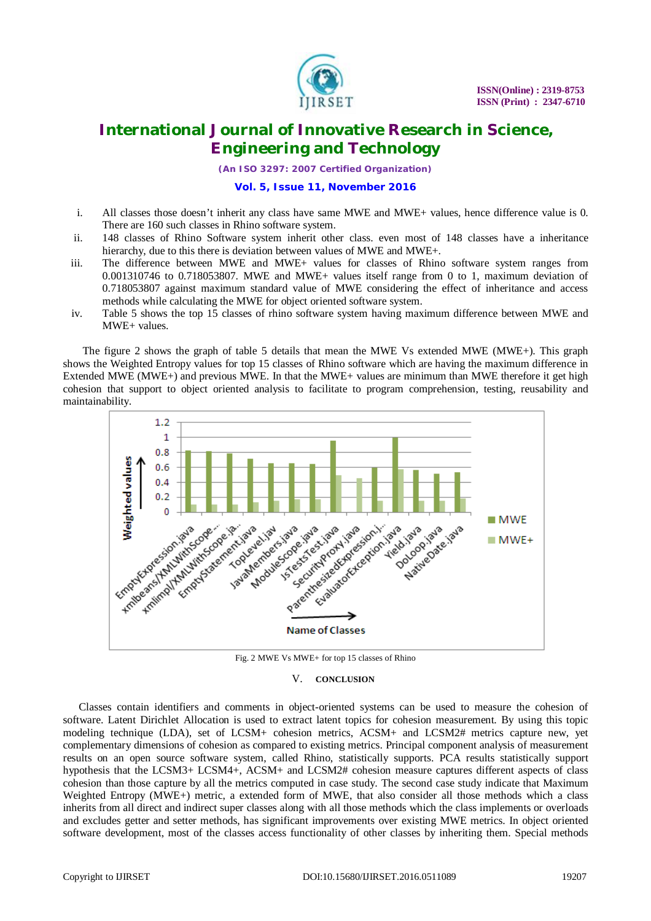i. All classes those doesn't inherit any class have same MWE and MWE+ values, hence difference value is 0. There are 160 such classes in Rhino software system.

ii. 148 classes of Rhino Software system inherit other class. even most of 148 classes have a inheritance hierarchy, due to this there is deviation between values of MWE and MWE+.

iii. The difference between MWE and MWE+ values for classes of Rhino software system ranges from 0.001310746 to 0.718053807. MWE and MWE+ values itself range from 0 to 1, maximum deviation of 0.718053807 against maximum standard value of MWE considering the effect of inheritance and access methods while calculating the MWE for object oriented software system.

iv. Table 5 shows the top 15 classes of rhino software system having maximum difference between MWE and MWE+ values.

The figure 2 shows the graph of table 5 details that mean the MWE Vs extended MWE (MWE+). This graph shows the Weighted Entropy values for top 15 classes of Rhino software which are having the maximum difference in Extended MWE (MWE+) and previous MWE. In that the MWE+ values are minimum than MWE therefore it get high cohesion that support to object oriented analysis to facilitate to program comprehension, testing, reusability and maintainability.

Fig. 2 MWE Vs MWE+ for top 15 classes of Rhino

## V. CONCLUSION

Classes contain identifiers and comments in object-oriented systems can be used to measure the cohesion of software. Latent Dirichlet Allocation is used to extract latent topics for cohesion measurement. By using this topic modeling technique (LDA), set of LCSM+ cohesion metrics, ACSM+ and LCSM2# metrics capture new, yet complementary dimensions of cohesion as compared to existing metrics. Principal component analysis of measurement results on an open source software system, called Rhino, statistically supports. PCA results statistically support hypothesis that the LCSM3+ LCSM4+, ACSM+ and LCSM2# cohesion measure captures different aspects of class cohesion than those capture by all the metrics computed in case study. The second case study indicate that Maximum Weighted Entropy (MWE+) metric, a extended form of MWE, that also consider all those methods which a class inherits from all direct and indirect super classes along with all those methods which the class implements or overloads and excludes getter and setter methods, has significant improvements over existing MWE metrics. In object oriented software development, most of the classes access functionality of other classes by inheriting them. Special methods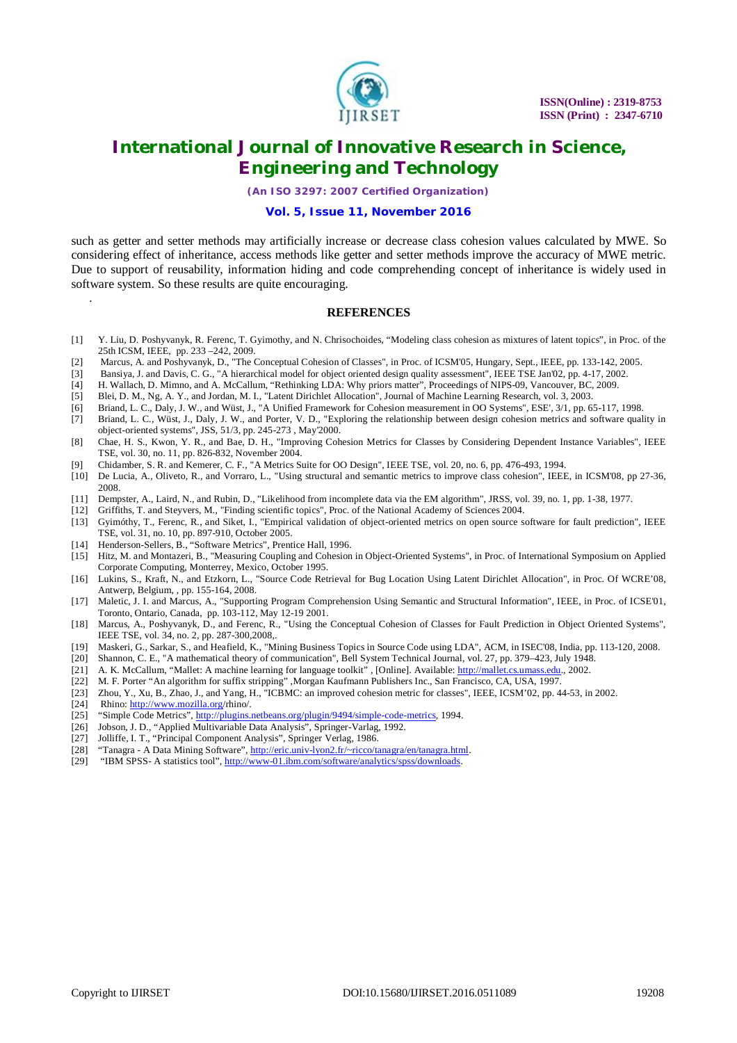such as getter and setter methods may artificially increase or decrease class cohesion values calculated by MWE. So considering effect of inheritance, access methods like getter and setter methods improve the accuracy of MWE metric. Due to support of reusability, information hiding and code comprehending concept of inheritance is widely used in software system. So these results are quite encouraging.

.

## REFERENCES

[1] Y. Liu, D. Poshyvanyk, R. Ferenc, T. Gyimothy, and N. Chrisochoides, "Modeling class cohesion as mixtures of latent topics", in Proc. of the 25th ICSM, IEEE, pp. 233 –242, 2009.

[2] Marcus, A. and Poshyvanyk, D., "The Conceptual Cohesion of Classes", in Proc. of ICSM'05, Hungary, Sept., IEEE, pp. 133-142, 2005.

[3] Bansiya, J. and Davis, C. G., "A hierarchical model for object oriented design quality assessment", IEEE TSE Jan'02, pp. 4-17, 2002.

[4] H. Wallach, D. Mimno, and A. McCallum, "Rethinking LDA: Why priors matter", Proceedings of NIPS-09, Vancouver, BC, 2009.

[5] Blei, D. M., Ng, A. Y., and Jordan, M. I., "Latent Dirichlet Allocation", Journal of Machine Learning Research, vol. 3, 2003.

[6] Briand, L. C., Daly, J. W., and Wüst, J., "A Unified Framework for Cohesion measurement in OO Systems", ESE', 3/1, pp. 65-117, 1998.

[7] Briand, L. C., Wüst, J., Daly, J. W., and Porter, V. D., "Exploring the relationship between design cohesion metrics and software quality in object-oriented systems", JSS, 51/3, pp. 245-273 , May'2000.

[8] Chae, H. S., Kwon, Y. R., and Bae, D. H., "Improving Cohesion Metrics for Classes by Considering Dependent Instance Variables", IEEE TSE, vol. 30, no. 11, pp. 826-832, November 2004.

[9] Chidamber, S. R. and Kemerer, C. F., "A Metrics Suite for OO Design", IEEE TSE, vol. 20, no. 6, pp. 476-493, 1994.

[10] De Lucia, A., Oliveto, R., and Vorraro, L., "Using structural and semantic metrics to improve class cohesion", IEEE, in ICSM'08, pp 27-36, 2008.

[11] Dempster, A., Laird, N., and Rubin, D., "Likelihood from incomplete data via the EM algorithm", JRSS, vol. 39, no. 1, pp. 1-38, 1977.

[12] Griffiths, T. and Steyvers, M., "Finding scientific topics", Proc. of the National Academy of Sciences 2004.

[13] Gyimóthy, T., Ferenc, R., and Siket, I., "Empirical validation of object-oriented metrics on open source software for fault prediction", IEEE TSE, vol. 31, no. 10, pp. 897-910, October 2005.

[14] Henderson-Sellers, B., "Software Metrics", Prentice Hall, 1996.

[15] Hitz, M. and Montazeri, B., "Measuring Coupling and Cohesion in Object-Oriented Systems", in Proc. of International Symposium on Applied Corporate Computing, Monterrey, Mexico, October 1995.

[16] Lukins, S., Kraft, N., and Etzkorn, L., "Source Code Retrieval for Bug Location Using Latent Dirichlet Allocation", in Proc. Of WCRE'08, Antwerp, Belgium, , pp. 155-164, 2008.

[17] Maletic, J. I. and Marcus, A., "Supporting Program Comprehension Using Semantic and Structural Information", IEEE, in Proc. of ICSE'01, Toronto, Ontario, Canada, pp. 103-112, May 12-19 2001.

[18] Marcus, A., Poshyvanyk, D., and Ferenc, R., "Using the Conceptual Cohesion of Classes for Fault Prediction in Object Oriented Systems", IEEE TSE, vol. 34, no. 2, pp. 287-300,2008,.

[19] Maskeri, G., Sarkar, S., and Heafield, K., "Mining Business Topics in Source Code using LDA", ACM, in ISEC'08, India, pp. 113-120, 2008.

[20] Shannon, C. E., "A mathematical theory of communication", Bell System Technical Journal, vol. 27, pp. 379–423, July 1948.

[21] A. K. McCallum, "Mallet: A machine learning for language toolkit" , [Online]. Available: http://mallet.cs.umass.edu., 2002.

[22] M. F. Porter "An algorithm for suffix stripping" ,Morgan Kaufmann Publishers Inc., San Francisco, CA, USA, 1997.

[23] Zhou, Y., Xu, B., Zhao, J., and Yang, H., "ICBMC: an improved cohesion metric for classes", IEEE, ICSM'02, pp. 44-53, in 2002.

[24] Rhino: http://www.mozilla.org/rhino/.

[25] "Simple Code Metrics", http://plugins.netbeans.org/plugin/9494/simple-code-metrics, 1994.

[26] Jobson, J. D., "Applied Multivariable Data Analysis", Springer-Varlag, 1992.

[27] Jolliffe, I. T., "Principal Component Analysis", Springer Verlag, 1986.

[28] "Tanagra - A Data Mining Software", http://eric.univ-lyon2.fr/~ricco/tanagra/en/tanagra.html.

[29] "IBM SPSS- A statistics tool", http://www-01.ibm.com/software/analytics/spss/downloads.